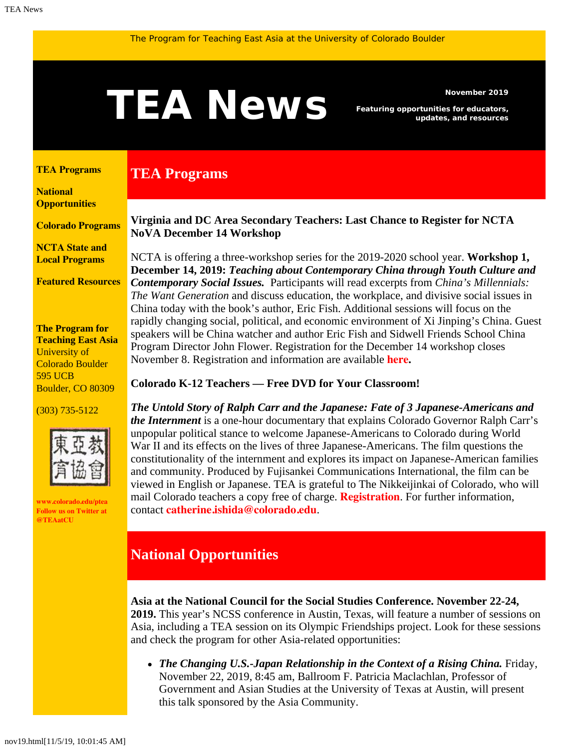The Program for Teaching East Asia at the University of Colorado Boulder

# TEA News

**November 2019**

**Featuring opportunities for educators, updates, and resources**

**TEA Programs**

**National Opportunities**

**Colorado Programs**

**NCTA State and Local Programs**

**Featured Resources**

**The Program for Teaching East Asia**
University of Colorado Boulder
595 UCB
Boulder, CO 80309

(303) 735-5122

**www.colorado.edu/ptea**
**Follow us on Twitter at @TEAatCU**

## TEA Programs

**Virginia and DC Area Secondary Teachers: Last Chance to Register for NCTA NoVA December 14 Workshop**

NCTA is offering a three-workshop series for the 2019-2020 school year. **Workshop 1, December 14, 2019:** ***Teaching about Contemporary China through Youth Culture and Contemporary Social Issues.*** Participants will read excerpts from *China's Millennials: The Want Generation* and discuss education, the workplace, and divisive social issues in China today with the book's author, Eric Fish. Additional sessions will focus on the rapidly changing social, political, and economic environment of Xi Jinping's China. Guest speakers will be China watcher and author Eric Fish and Sidwell Friends School China Program Director John Flower. Registration for the December 14 workshop closes November 8. Registration and information are available **here.**

**Colorado K-12 Teachers — Free DVD for Your Classroom!**

***The Untold Story of Ralph Carr and the Japanese: Fate of 3 Japanese-Americans and the Internment*** is a one-hour documentary that explains Colorado Governor Ralph Carr's unpopular political stance to welcome Japanese-Americans to Colorado during World War II and its effects on the lives of three Japanese-Americans. The film questions the constitutionality of the internment and explores its impact on Japanese-American families and community. Produced by Fujisankei Communications International, the film can be viewed in English or Japanese. TEA is grateful to The Nikkeijinkai of Colorado, who will mail Colorado teachers a copy free of charge. **Registration**. For further information, contact **catherine.ishida@colorado.edu**.

## National Opportunities

**Asia at the National Council for the Social Studies Conference. November 22-24, 2019.** This year's NCSS conference in Austin, Texas, will feature a number of sessions on Asia, including a TEA session on its Olympic Friendships project. Look for these sessions and check the program for other Asia-related opportunities:

- ***The Changing U.S.-Japan Relationship in the Context of a Rising China.*** Friday, November 22, 2019, 8:45 am, Ballroom F. Patricia Maclachlan, Professor of Government and Asian Studies at the University of Texas at Austin, will present this talk sponsored by the Asia Community.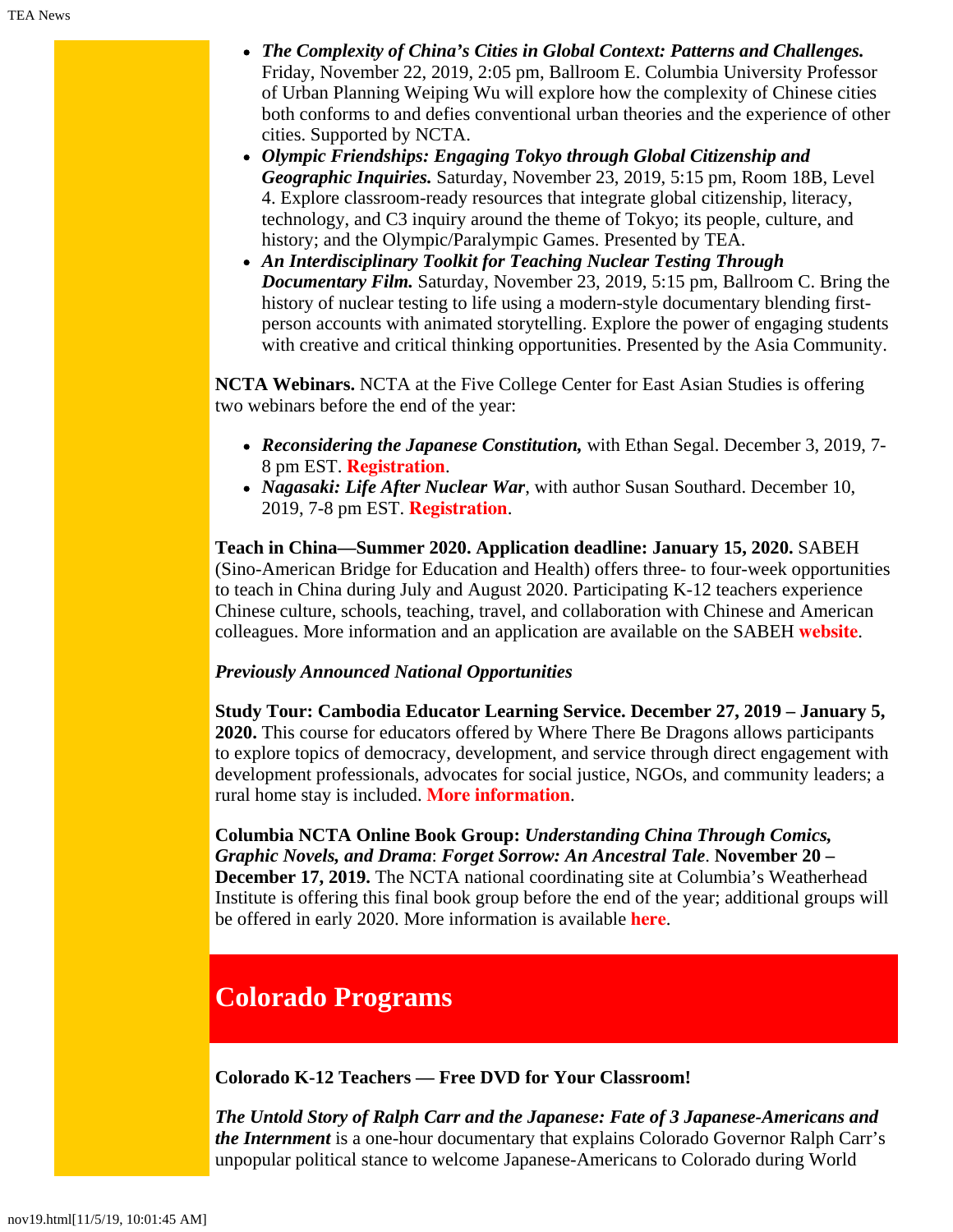- ***The Complexity of China's Cities in Global Context: Patterns and Challenges.*** Friday, November 22, 2019, 2:05 pm, Ballroom E. Columbia University Professor of Urban Planning Weiping Wu will explore how the complexity of Chinese cities both conforms to and defies conventional urban theories and the experience of other cities. Supported by NCTA.
- ***Olympic Friendships: Engaging Tokyo through Global Citizenship and Geographic Inquiries.*** Saturday, November 23, 2019, 5:15 pm, Room 18B, Level 4. Explore classroom-ready resources that integrate global citizenship, literacy, technology, and C3 inquiry around the theme of Tokyo; its people, culture, and history; and the Olympic/Paralympic Games. Presented by TEA.
- ***An Interdisciplinary Toolkit for Teaching Nuclear Testing Through Documentary Film.*** Saturday, November 23, 2019, 5:15 pm, Ballroom C. Bring the history of nuclear testing to life using a modern-style documentary blending first-person accounts with animated storytelling. Explore the power of engaging students with creative and critical thinking opportunities. Presented by the Asia Community.

**NCTA Webinars.** NCTA at the Five College Center for East Asian Studies is offering two webinars before the end of the year:

- ***Reconsidering the Japanese Constitution,*** with Ethan Segal. December 3, 2019, 7-8 pm EST. **Registration**.
- ***Nagasaki: Life After Nuclear War***, with author Susan Southard. December 10, 2019, 7-8 pm EST. **Registration**.

**Teach in China—Summer 2020. Application deadline: January 15, 2020.** SABEH (Sino-American Bridge for Education and Health) offers three- to four-week opportunities to teach in China during July and August 2020. Participating K-12 teachers experience Chinese culture, schools, teaching, travel, and collaboration with Chinese and American colleagues. More information and an application are available on the SABEH **website**.

***Previously Announced National Opportunities***

**Study Tour: Cambodia Educator Learning Service. December 27, 2019 – January 5, 2020.** This course for educators offered by Where There Be Dragons allows participants to explore topics of democracy, development, and service through direct engagement with development professionals, advocates for social justice, NGOs, and community leaders; a rural home stay is included. **More information**.

**Columbia NCTA Online Book Group: *Understanding China Through Comics, Graphic Novels, and Drama*: *Forget Sorrow: An Ancestral Tale*. November 20 – December 17, 2019.** The NCTA national coordinating site at Columbia's Weatherhead Institute is offering this final book group before the end of the year; additional groups will be offered in early 2020. More information is available **here**.

## Colorado Programs

**Colorado K-12 Teachers — Free DVD for Your Classroom!**

***The Untold Story of Ralph Carr and the Japanese: Fate of 3 Japanese-Americans and the Internment*** is a one-hour documentary that explains Colorado Governor Ralph Carr's unpopular political stance to welcome Japanese-Americans to Colorado during World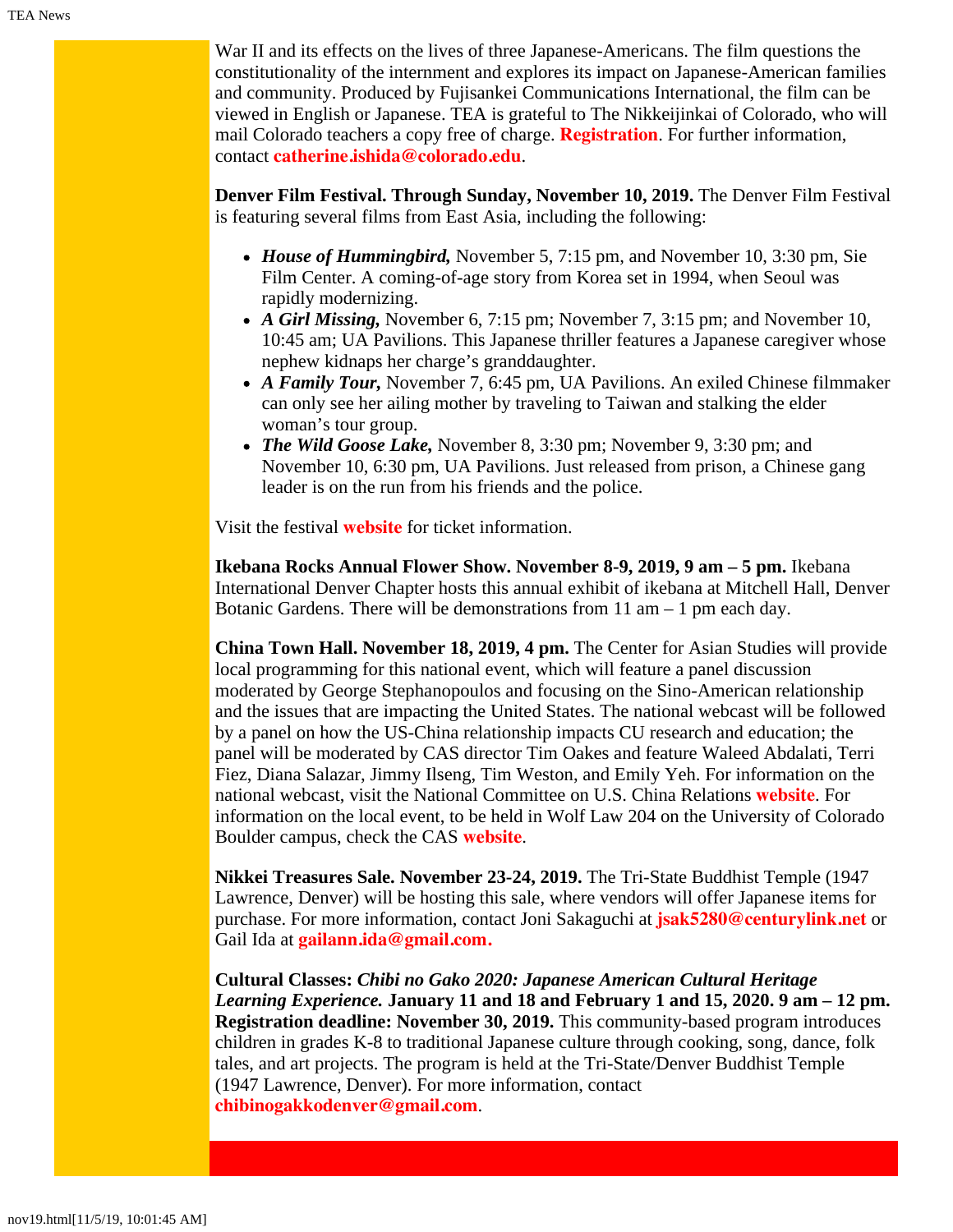War II and its effects on the lives of three Japanese-Americans. The film questions the constitutionality of the internment and explores its impact on Japanese-American families and community. Produced by Fujisankei Communications International, the film can be viewed in English or Japanese. TEA is grateful to The Nikkeijinkai of Colorado, who will mail Colorado teachers a copy free of charge. **Registration**. For further information, contact **catherine.ishida@colorado.edu**.

**Denver Film Festival. Through Sunday, November 10, 2019.** The Denver Film Festival is featuring several films from East Asia, including the following:

- ***House of Hummingbird,*** November 5, 7:15 pm, and November 10, 3:30 pm, Sie Film Center. A coming-of-age story from Korea set in 1994, when Seoul was rapidly modernizing.
- ***A Girl Missing,*** November 6, 7:15 pm; November 7, 3:15 pm; and November 10, 10:45 am; UA Pavilions. This Japanese thriller features a Japanese caregiver whose nephew kidnaps her charge's granddaughter.
- ***A Family Tour,*** November 7, 6:45 pm, UA Pavilions. An exiled Chinese filmmaker can only see her ailing mother by traveling to Taiwan and stalking the elder woman's tour group.
- ***The Wild Goose Lake,*** November 8, 3:30 pm; November 9, 3:30 pm; and November 10, 6:30 pm, UA Pavilions. Just released from prison, a Chinese gang leader is on the run from his friends and the police.

Visit the festival **website** for ticket information.

**Ikebana Rocks Annual Flower Show. November 8-9, 2019, 9 am – 5 pm.** Ikebana International Denver Chapter hosts this annual exhibit of ikebana at Mitchell Hall, Denver Botanic Gardens. There will be demonstrations from 11 am – 1 pm each day.

**China Town Hall. November 18, 2019, 4 pm.** The Center for Asian Studies will provide local programming for this national event, which will feature a panel discussion moderated by George Stephanopoulos and focusing on the Sino-American relationship and the issues that are impacting the United States. The national webcast will be followed by a panel on how the US-China relationship impacts CU research and education; the panel will be moderated by CAS director Tim Oakes and feature Waleed Abdalati, Terri Fiez, Diana Salazar, Jimmy Ilseng, Tim Weston, and Emily Yeh. For information on the national webcast, visit the National Committee on U.S. China Relations **website**. For information on the local event, to be held in Wolf Law 204 on the University of Colorado Boulder campus, check the CAS **website**.

**Nikkei Treasures Sale. November 23-24, 2019.** The Tri-State Buddhist Temple (1947 Lawrence, Denver) will be hosting this sale, where vendors will offer Japanese items for purchase. For more information, contact Joni Sakaguchi at **jsak5280@centurylink.net** or Gail Ida at **gailann.ida@gmail.com.**

**Cultural Classes: *Chibi no Gako 2020: Japanese American Cultural Heritage Learning Experience.* January 11 and 18 and February 1 and 15, 2020. 9 am – 12 pm. Registration deadline: November 30, 2019.** This community-based program introduces children in grades K-8 to traditional Japanese culture through cooking, song, dance, folk tales, and art projects. The program is held at the Tri-State/Denver Buddhist Temple (1947 Lawrence, Denver). For more information, contact **chibinogakkodenver@gmail.com**.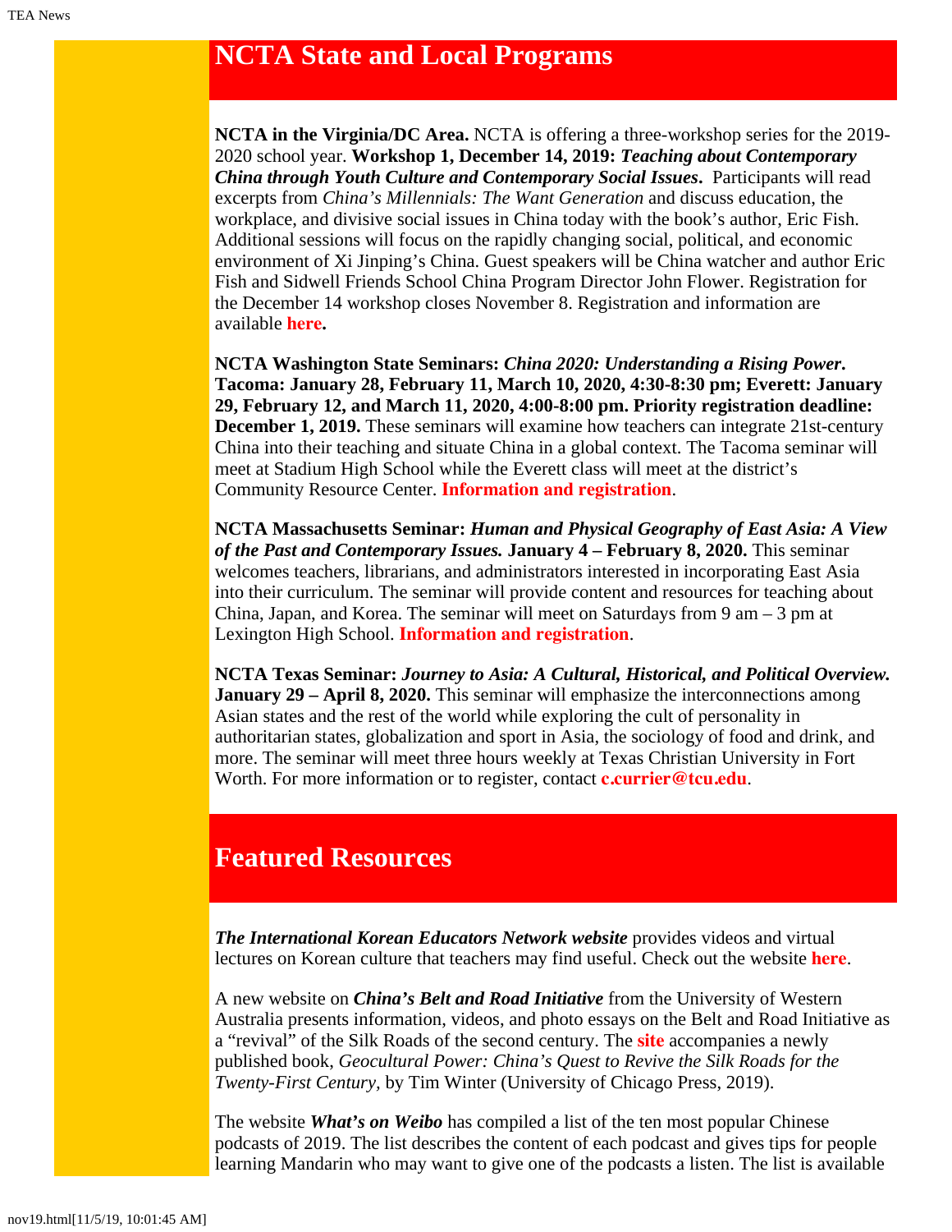## NCTA State and Local Programs

**NCTA in the Virginia/DC Area.** NCTA is offering a three-workshop series for the 2019-2020 school year. **Workshop 1, December 14, 2019: *Teaching about Contemporary China through Youth Culture and Contemporary Social Issues*.** Participants will read excerpts from *China's Millennials: The Want Generation* and discuss education, the workplace, and divisive social issues in China today with the book's author, Eric Fish. Additional sessions will focus on the rapidly changing social, political, and economic environment of Xi Jinping's China. Guest speakers will be China watcher and author Eric Fish and Sidwell Friends School China Program Director John Flower. Registration for the December 14 workshop closes November 8. Registration and information are available **here.**

**NCTA Washington State Seminars: *China 2020: Understanding a Rising Power*. Tacoma: January 28, February 11, March 10, 2020, 4:30-8:30 pm; Everett: January 29, February 12, and March 11, 2020, 4:00-8:00 pm. Priority registration deadline: December 1, 2019.** These seminars will examine how teachers can integrate 21st-century China into their teaching and situate China in a global context. The Tacoma seminar will meet at Stadium High School while the Everett class will meet at the district's Community Resource Center. **Information and registration**.

**NCTA Massachusetts Seminar: *Human and Physical Geography of East Asia: A View of the Past and Contemporary Issues.* January 4 – February 8, 2020.** This seminar welcomes teachers, librarians, and administrators interested in incorporating East Asia into their curriculum. The seminar will provide content and resources for teaching about China, Japan, and Korea. The seminar will meet on Saturdays from 9 am – 3 pm at Lexington High School. **Information and registration**.

**NCTA Texas Seminar: *Journey to Asia: A Cultural, Historical, and Political Overview.* January 29 – April 8, 2020.** This seminar will emphasize the interconnections among Asian states and the rest of the world while exploring the cult of personality in authoritarian states, globalization and sport in Asia, the sociology of food and drink, and more. The seminar will meet three hours weekly at Texas Christian University in Fort Worth. For more information or to register, contact **c.currier@tcu.edu**.

## Featured Resources

***The International Korean Educators Network website*** provides videos and virtual lectures on Korean culture that teachers may find useful. Check out the website **here**.

A new website on ***China's Belt and Road Initiative*** from the University of Western Australia presents information, videos, and photo essays on the Belt and Road Initiative as a "revival" of the Silk Roads of the second century. The **site** accompanies a newly published book, *Geocultural Power: China's Quest to Revive the Silk Roads for the Twenty-First Century*, by Tim Winter (University of Chicago Press, 2019).

The website ***What's on Weibo*** has compiled a list of the ten most popular Chinese podcasts of 2019. The list describes the content of each podcast and gives tips for people learning Mandarin who may want to give one of the podcasts a listen. The list is available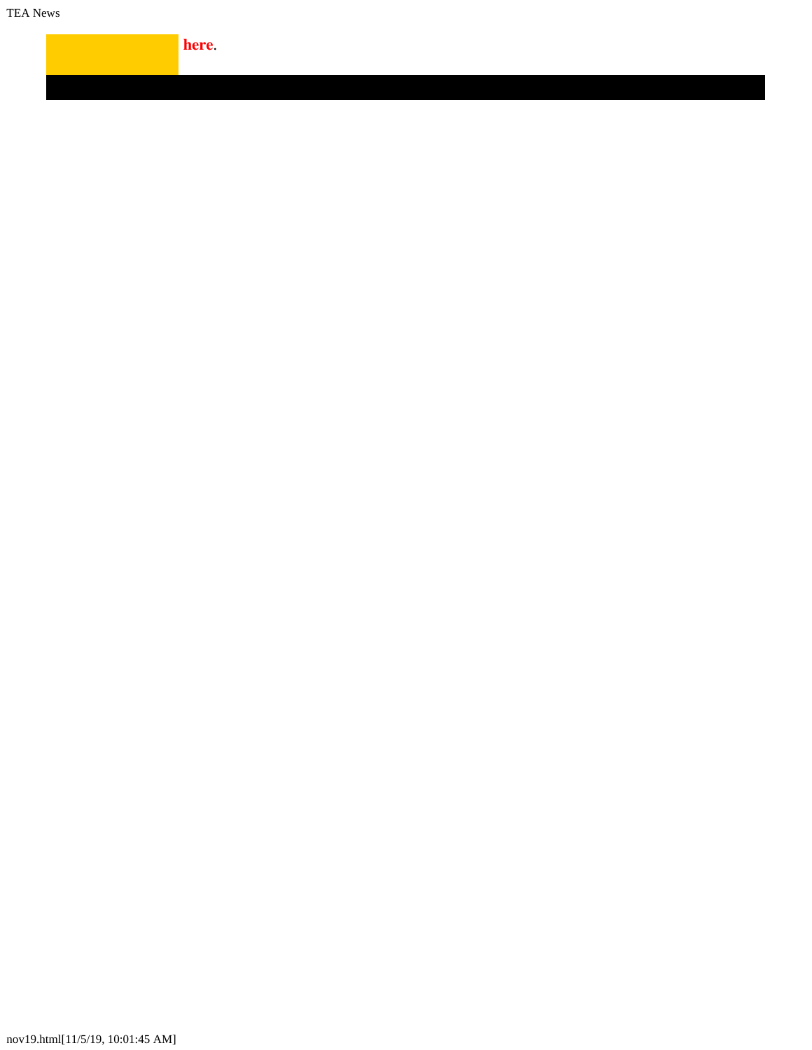**here**.